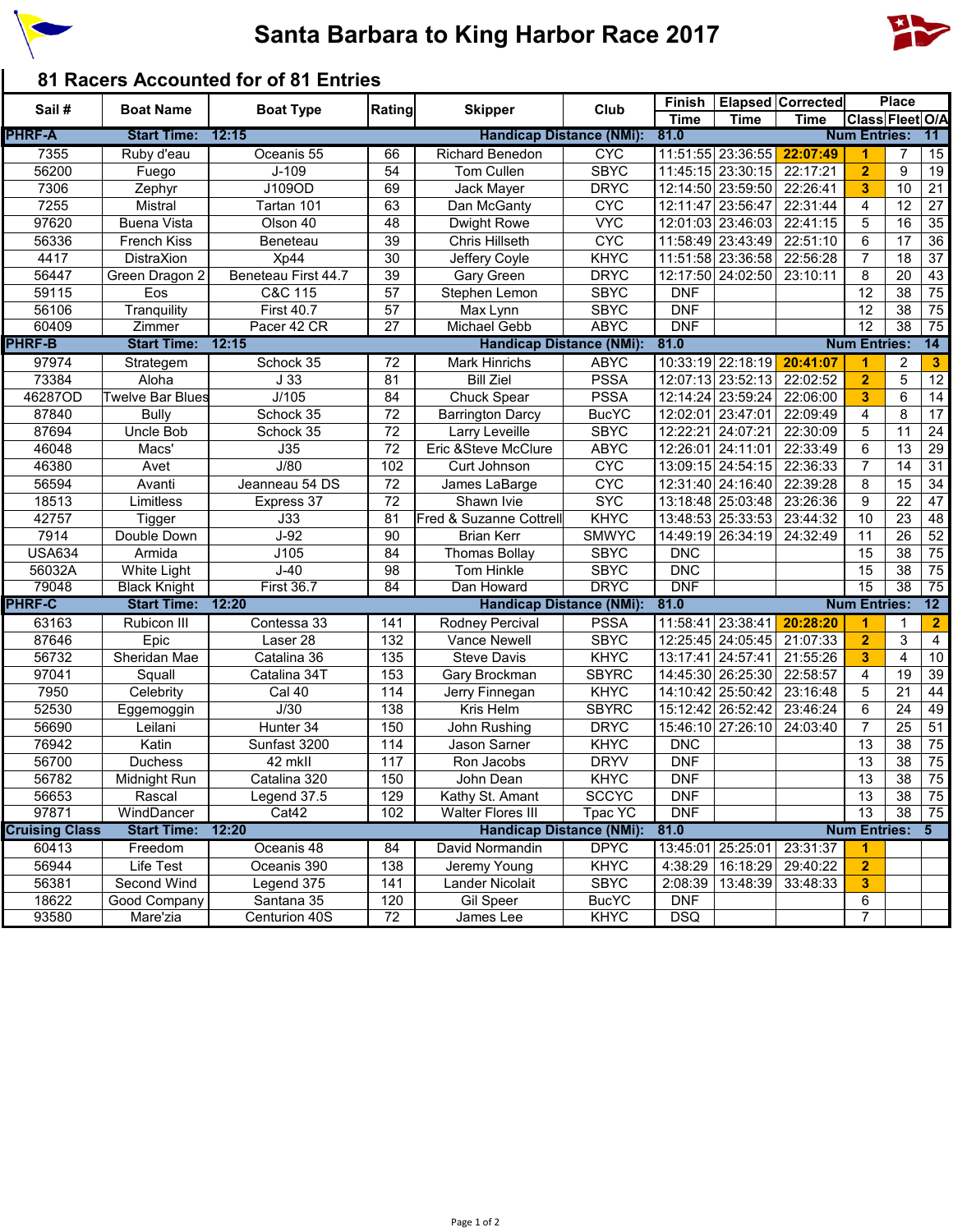# Santa Barbara to King Harbor Race 2017

## 81 Racers Accounted for of 81 Entries

| Sail # | Boat Name | Boat Type | Rating | Skipper | Club | Finish Time | Elapsed Time | Corrected Time | Place Class | Place Fleet | Place O/A |
|---|---|---|---|---|---|---|---|---|---|---|---|
| **PHRF-A** | **Start Time: 12:15** | | | **Handicap Distance (NMi):** | | **81.0** | | | **Num Entries:** | | **11** |
| 7355 | Ruby d'eau | Oceanis 55 | 66 | Richard Benedon | CYC | 11:51:55 | 23:36:55 | **22:07:49** | **1** | 7 | 15 |
| 56200 | Fuego | J-109 | 54 | Tom Cullen | SBYC | 11:45:15 | 23:30:15 | 22:17:21 | **2** | 9 | 19 |
| 7306 | Zephyr | J109OD | 69 | Jack Mayer | DRYC | 12:14:50 | 23:59:50 | 22:26:41 | **3** | 10 | 21 |
| 7255 | Mistral | Tartan 101 | 63 | Dan McGanty | CYC | 12:11:47 | 23:56:47 | 22:31:44 | 4 | 12 | 27 |
| 97620 | Buena Vista | Olson 40 | 48 | Dwight Rowe | VYC | 12:01:03 | 23:46:03 | 22:41:15 | 5 | 16 | 35 |
| 56336 | French Kiss | Beneteau | 39 | Chris Hillseth | CYC | 11:58:49 | 23:43:49 | 22:51:10 | 6 | 17 | 36 |
| 4417 | DistraXion | Xp44 | 30 | Jeffery Coyle | KHYC | 11:51:58 | 23:36:58 | 22:56:28 | 7 | 18 | 37 |
| 56447 | Green Dragon 2 | Beneteau First 44.7 | 39 | Gary Green | DRYC | 12:17:50 | 24:02:50 | 23:10:11 | 8 | 20 | 43 |
| 59115 | Eos | C&C 115 | 57 | Stephen Lemon | SBYC | DNF | | | 12 | 38 | 75 |
| 56106 | Tranquility | First 40.7 | 57 | Max Lynn | SBYC | DNF | | | 12 | 38 | 75 |
| 60409 | Zimmer | Pacer 42 CR | 27 | Michael Gebb | ABYC | DNF | | | 12 | 38 | 75 |
| **PHRF-B** | **Start Time: 12:15** | | | **Handicap Distance (NMi):** | | **81.0** | | | **Num Entries:** | | **14** |
| 97974 | Strategem | Schock 35 | 72 | Mark Hinrichs | ABYC | 10:33:19 | 22:18:19 | **20:41:07** | **1** | 2 | **3** |
| 73384 | Aloha | J 33 | 81 | Bill Ziel | PSSA | 12:07:13 | 23:52:13 | 22:02:52 | **2** | 5 | 12 |
| 46287OD | Twelve Bar Blues | J/105 | 84 | Chuck Spear | PSSA | 12:14:24 | 23:59:24 | 22:06:00 | **3** | 6 | 14 |
| 87840 | Bully | Schock 35 | 72 | Barrington Darcy | BucYC | 12:02:01 | 23:47:01 | 22:09:49 | 4 | 8 | 17 |
| 87694 | Uncle Bob | Schock 35 | 72 | Larry Leveille | SBYC | 12:22:21 | 24:07:21 | 22:30:09 | 5 | 11 | 24 |
| 46048 | Macs' | J35 | 72 | Eric &Steve McClure | ABYC | 12:26:01 | 24:11:01 | 22:33:49 | 6 | 13 | 29 |
| 46380 | Avet | J/80 | 102 | Curt Johnson | CYC | 13:09:15 | 24:54:15 | 22:36:33 | 7 | 14 | 31 |
| 56594 | Avanti | Jeanneau 54 DS | 72 | James LaBarge | CYC | 12:31:40 | 24:16:40 | 22:39:28 | 8 | 15 | 34 |
| 18513 | Limitless | Express 37 | 72 | Shawn Ivie | SYC | 13:18:48 | 25:03:48 | 23:26:36 | 9 | 22 | 47 |
| 42757 | Tigger | J33 | 81 | Fred & Suzanne Cottrell | KHYC | 13:48:53 | 25:33:53 | 23:44:32 | 10 | 23 | 48 |
| 7914 | Double Down | J-92 | 90 | Brian Kerr | SMWYC | 14:49:19 | 26:34:19 | 24:32:49 | 11 | 26 | 52 |
| USA634 | Armida | J105 | 84 | Thomas Bollay | SBYC | DNC | | | 15 | 38 | 75 |
| 56032A | White Light | J-40 | 98 | Tom Hinkle | SBYC | DNC | | | 15 | 38 | 75 |
| 79048 | Black Knight | First 36.7 | 84 | Dan Howard | DRYC | DNF | | | 15 | 38 | 75 |
| **PHRF-C** | **Start Time: 12:20** | | | **Handicap Distance (NMi):** | | **81.0** | | | **Num Entries:** | | **12** |
| 63163 | Rubicon III | Contessa 33 | 141 | Rodney Percival | PSSA | 11:58:41 | 23:38:41 | **20:28:20** | **1** | 1 | **2** |
| 87646 | Epic | Laser 28 | 132 | Vance Newell | SBYC | 12:25:45 | 24:05:45 | 21:07:33 | **2** | 3 | 4 |
| 56732 | Sheridan Mae | Catalina 36 | 135 | Steve Davis | KHYC | 13:17:41 | 24:57:41 | 21:55:26 | **3** | 4 | 10 |
| 97041 | Squall | Catalina 34T | 153 | Gary Brockman | SBYRC | 14:45:30 | 26:25:30 | 22:58:57 | 4 | 19 | 39 |
| 7950 | Celebrity | Cal 40 | 114 | Jerry Finnegan | KHYC | 14:10:42 | 25:50:42 | 23:16:48 | 5 | 21 | 44 |
| 52530 | Eggemoggin | J/30 | 138 | Kris Helm | SBYRC | 15:12:42 | 26:52:42 | 23:46:24 | 6 | 24 | 49 |
| 56690 | Leilani | Hunter 34 | 150 | John Rushing | DRYC | 15:46:10 | 27:26:10 | 24:03:40 | 7 | 25 | 51 |
| 76942 | Katin | Sunfast 3200 | 114 | Jason Sarner | KHYC | DNC | | | 13 | 38 | 75 |
| 56700 | Duchess | 42 mkII | 117 | Ron Jacobs | DRYV | DNF | | | 13 | 38 | 75 |
| 56782 | Midnight Run | Catalina 320 | 150 | John Dean | KHYC | DNF | | | 13 | 38 | 75 |
| 56653 | Rascal | Legend 37.5 | 129 | Kathy St. Amant | SCCYC | DNF | | | 13 | 38 | 75 |
| 97871 | WindDancer | Cat42 | 102 | Walter Flores III | Tpac YC | DNF | | | 13 | 38 | 75 |
| **Cruising Class** | **Start Time: 12:20** | | | **Handicap Distance (NMi):** | | **81.0** | | | **Num Entries:** | | **5** |
| 60413 | Freedom | Oceanis 48 | 84 | David Normandin | DPYC | 13:45:01 | 25:25:01 | 23:31:37 | **1** | | |
| 56944 | Life Test | Oceanis 390 | 138 | Jeremy Young | KHYC | 4:38:29 | 16:18:29 | 29:40:22 | **2** | | |
| 56381 | Second Wind | Legend 375 | 141 | Lander Nicolait | SBYC | 2:08:39 | 13:48:39 | 33:48:33 | **3** | | |
| 18622 | Good Company | Santana 35 | 120 | Gil Speer | BucYC | DNF | | | 6 | | |
| 93580 | Mare'zia | Centurion 40S | 72 | James Lee | KHYC | DSQ | | | 7 | | |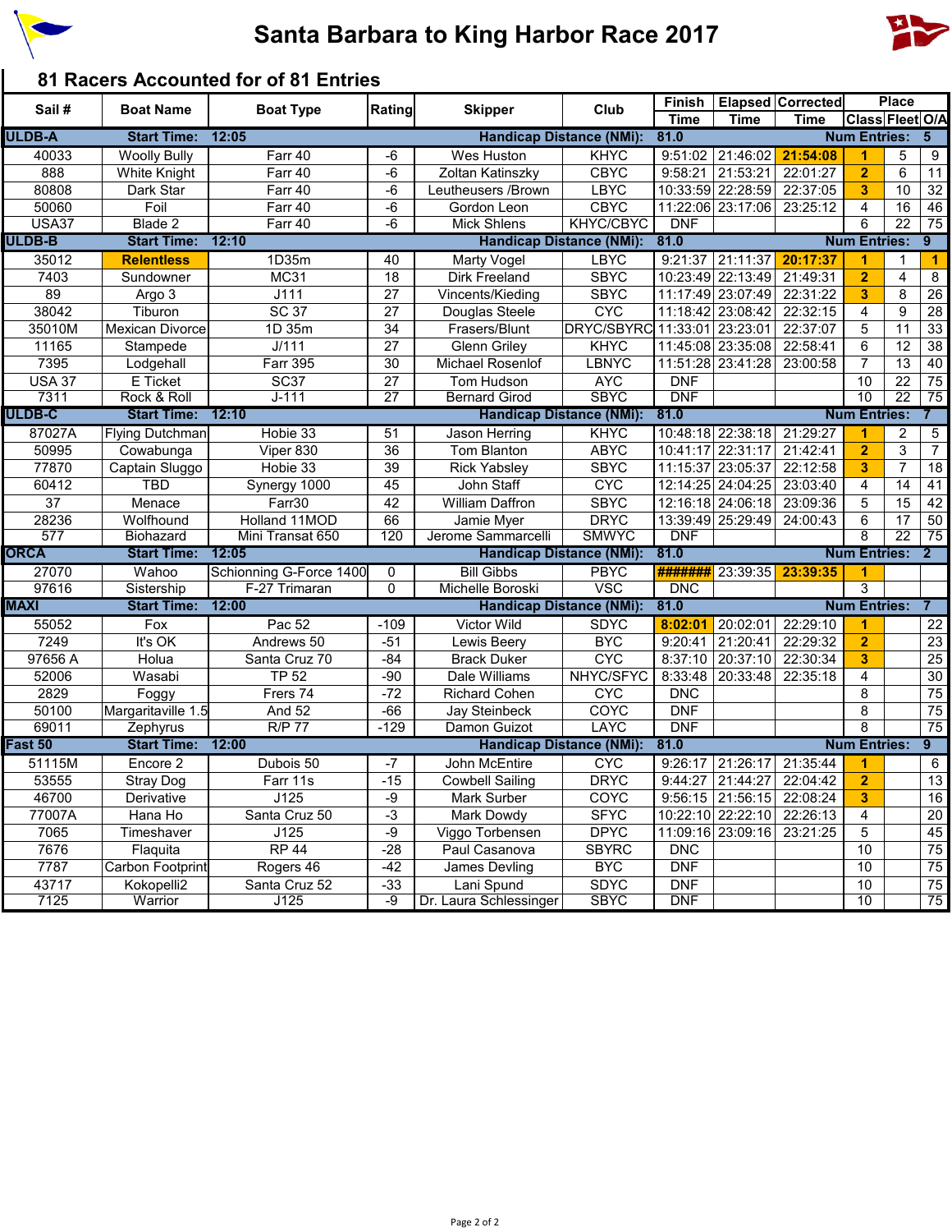# Santa Barbara to King Harbor Race 2017

## 81 Racers Accounted for of 81 Entries

| Sail # | Boat Name | Boat Type | Rating | Skipper | Club | Finish Time | Elapsed Time | Corrected Time | Place Class | Place Fleet | Place O/A |
|---|---|---|---|---|---|---|---|---|---|---|---|
| **ULDB-A** | **Start Time:** | **12:05** | | | **Handicap Distance (NMi):** | **81.0** | | | **Num Entries:** | | **5** |
| 40033 | Woolly Bully | Farr 40 | -6 | Wes Huston | KHYC | 9:51:02 | 21:46:02 | **21:54:08** | **1** | 5 | 9 |
| 888 | White Knight | Farr 40 | -6 | Zoltan Katinszky | CBYC | 9:58:21 | 21:53:21 | 22:01:27 | **2** | 6 | 11 |
| 80808 | Dark Star | Farr 40 | -6 | Leutheusers /Brown | LBYC | 10:33:59 | 22:28:59 | 22:37:05 | **3** | 10 | 32 |
| 50060 | Foil | Farr 40 | -6 | Gordon Leon | CBYC | 11:22:06 | 23:17:06 | 23:25:12 | 4 | 16 | 46 |
| USA37 | Blade 2 | Farr 40 | -6 | Mick Shlens | KHYC/CBYC | DNF | | | 6 | 22 | 75 |
| **ULDB-B** | **Start Time:** | **12:10** | | | **Handicap Distance (NMi):** | **81.0** | | | **Num Entries:** | | **9** |
| 35012 | **Relentless** | 1D35m | 40 | Marty Vogel | LBYC | 9:21:37 | 21:11:37 | **20:17:37** | **1** | 1 | **1** |
| 7403 | Sundowner | MC31 | 18 | Dirk Freeland | SBYC | 10:23:49 | 22:13:49 | 21:49:31 | **2** | 4 | 8 |
| 89 | Argo 3 | J111 | 27 | Vincents/Kieding | SBYC | 11:17:49 | 23:07:49 | 22:31:22 | **3** | 8 | 26 |
| 38042 | Tiburon | SC 37 | 27 | Douglas Steele | CYC | 11:18:42 | 23:08:42 | 22:32:15 | 4 | 9 | 28 |
| 35010M | Mexican Divorce | 1D 35m | 34 | Frasers/Blunt | DRYC/SBYRC | 11:33:01 | 23:23:01 | 22:37:07 | 5 | 11 | 33 |
| 11165 | Stampede | J/111 | 27 | Glenn Griley | KHYC | 11:45:08 | 23:35:08 | 22:58:41 | 6 | 12 | 38 |
| 7395 | Lodgehall | Farr 395 | 30 | Michael Rosenlof | LBNYC | 11:51:28 | 23:41:28 | 23:00:58 | 7 | 13 | 40 |
| USA 37 | E Ticket | SC37 | 27 | Tom Hudson | AYC | DNF | | | 10 | 22 | 75 |
| 7311 | Rock & Roll | J-111 | 27 | Bernard Girod | SBYC | DNF | | | 10 | 22 | 75 |
| **ULDB-C** | **Start Time:** | **12:10** | | | **Handicap Distance (NMi):** | **81.0** | | | **Num Entries:** | | **7** |
| 87027A | Flying Dutchman | Hobie 33 | 51 | Jason Herring | KHYC | 10:48:18 | 22:38:18 | 21:29:27 | **1** | 2 | 5 |
| 50995 | Cowabunga | Viper 830 | 36 | Tom Blanton | ABYC | 10:41:17 | 22:31:17 | 21:42:41 | **2** | 3 | 7 |
| 77870 | Captain Sluggo | Hobie 33 | 39 | Rick Yabsley | SBYC | 11:15:37 | 23:05:37 | 22:12:58 | **3** | 7 | 18 |
| 60412 | TBD | Synergy 1000 | 45 | John Staff | CYC | 12:14:25 | 24:04:25 | 23:03:40 | 4 | 14 | 41 |
| 37 | Menace | Farr30 | 42 | William Daffron | SBYC | 12:16:18 | 24:06:18 | 23:09:36 | 5 | 15 | 42 |
| 28236 | Wolfhound | Holland 11MOD | 66 | Jamie Myer | DRYC | 13:39:49 | 25:29:49 | 24:00:43 | 6 | 17 | 50 |
| 577 | Biohazard | Mini Transat 650 | 120 | Jerome Sammarcelli | SMWYC | DNF | | | 8 | 22 | 75 |
| **ORCA** | **Start Time:** | **12:05** | | | **Handicap Distance (NMi):** | **81.0** | | | **Num Entries:** | | **2** |
| 27070 | Wahoo | Schionning G-Force 1400 | 0 | Bill Gibbs | PBYC | **#######** | 23:39:35 | **23:39:35** | **1** | | |
| 97616 | Sistership | F-27 Trimaran | 0 | Michelle Boroski | VSC | DNC | | | 3 | | |
| **MAXI** | **Start Time:** | **12:00** | | | **Handicap Distance (NMi):** | **81.0** | | | **Num Entries:** | | **7** |
| 55052 | Fox | Pac 52 | -109 | Victor Wild | SDYC | **8:02:01** | 20:02:01 | 22:29:10 | **1** | | 22 |
| 7249 | It's OK | Andrews 50 | -51 | Lewis Beery | BYC | 9:20:41 | 21:20:41 | 22:29:32 | **2** | | 23 |
| 97656 A | Holua | Santa Cruz 70 | -84 | Brack Duker | CYC | 8:37:10 | 20:37:10 | 22:30:34 | **3** | | 25 |
| 52006 | Wasabi | TP 52 | -90 | Dale Williams | NHYC/SFYC | 8:33:48 | 20:33:48 | 22:35:18 | 4 | | 30 |
| 2829 | Foggy | Frers 74 | -72 | Richard Cohen | CYC | DNC | | | 8 | | 75 |
| 50100 | Margaritaville 1.5 | And 52 | -66 | Jay Steinbeck | COYC | DNF | | | 8 | | 75 |
| 69011 | Zephyrus | R/P 77 | -129 | Damon Guizot | LAYC | DNF | | | 8 | | 75 |
| **Fast 50** | **Start Time:** | **12:00** | | | **Handicap Distance (NMi):** | **81.0** | | | **Num Entries:** | | **9** |
| 51115M | Encore 2 | Dubois 50 | -7 | John McEntire | CYC | 9:26:17 | 21:26:17 | 21:35:44 | **1** | | 6 |
| 53555 | Stray Dog | Farr 11s | -15 | Cowbell Sailing | DRYC | 9:44:27 | 21:44:27 | 22:04:42 | **2** | | 13 |
| 46700 | Derivative | J125 | -9 | Mark Surber | COYC | 9:56:15 | 21:56:15 | 22:08:24 | **3** | | 16 |
| 77007A | Hana Ho | Santa Cruz 50 | -3 | Mark Dowdy | SFYC | 10:22:10 | 22:22:10 | 22:26:13 | 4 | | 20 |
| 7065 | Timeshaver | J125 | -9 | Viggo Torbensen | DPYC | 11:09:16 | 23:09:16 | 23:21:25 | 5 | | 45 |
| 7676 | Flaquita | RP 44 | -28 | Paul Casanova | SBYRC | DNC | | | 10 | | 75 |
| 7787 | Carbon Footprint | Rogers 46 | -42 | James Devling | BYC | DNF | | | 10 | | 75 |
| 43717 | Kokopelli2 | Santa Cruz 52 | -33 | Lani Spund | SDYC | DNF | | | 10 | | 75 |
| 7125 | Warrior | J125 | -9 | Dr. Laura Schlessinger | SBYC | DNF | | | 10 | | 75 |